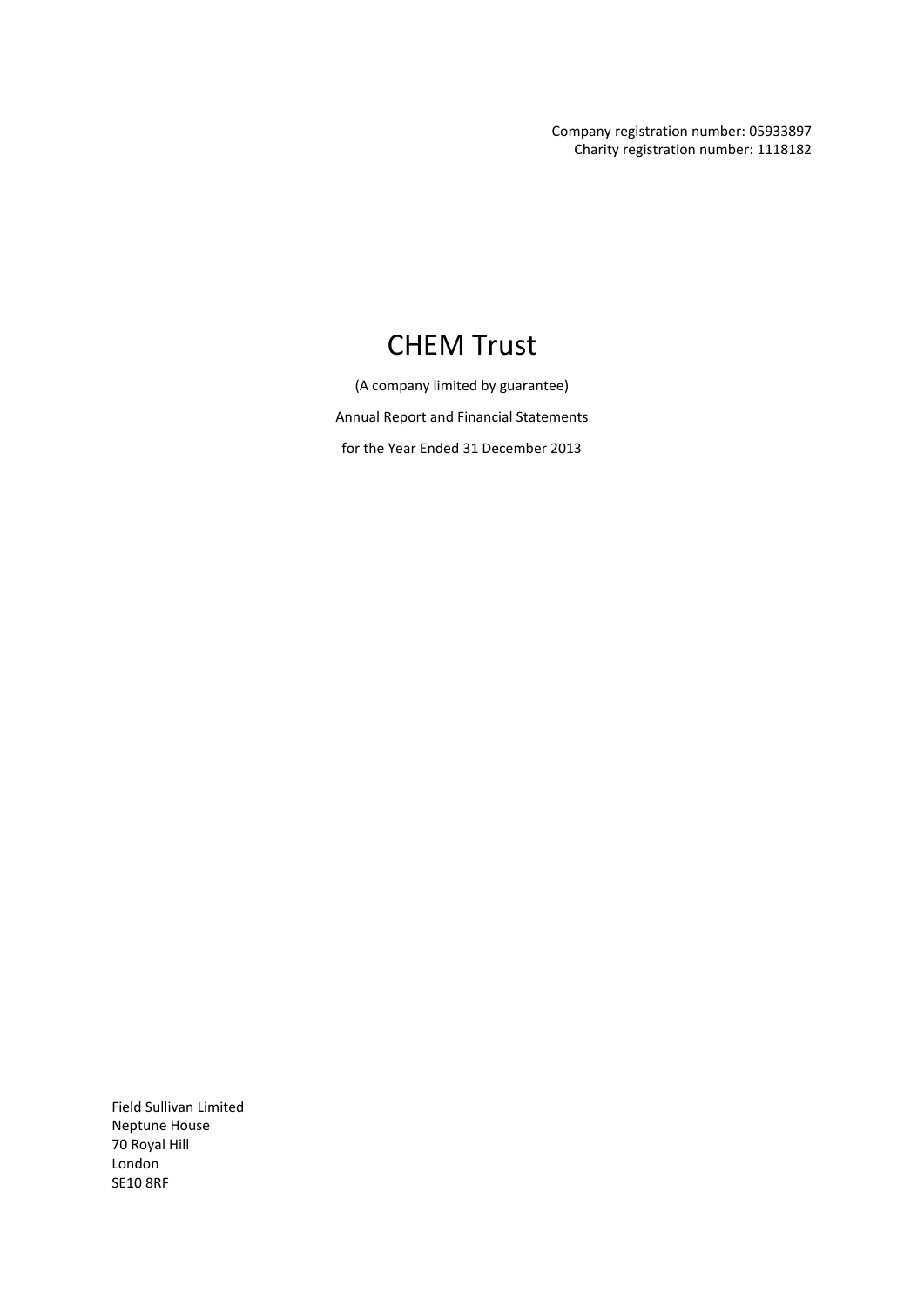Company registration number: 05933897
Charity registration number: 1118182

# CHEM Trust

(A company limited by guarantee)

Annual Report and Financial Statements

for the Year Ended 31 December 2013

Field Sullivan Limited
Neptune House
70 Royal Hill
London
SE10 8RF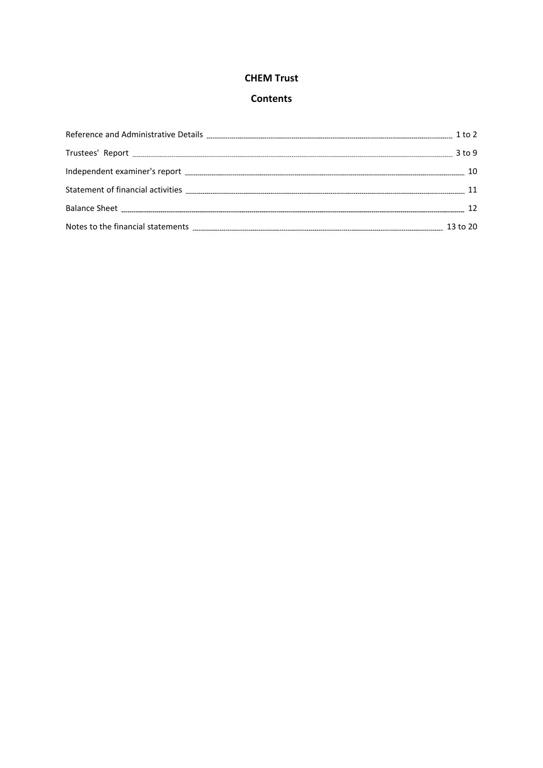# CHEM Trust

## Contents

| | |
|---|---|
| Reference and Administrative Details | 1 to 2 |
| Trustees' Report | 3 to 9 |
| Independent examiner's report | 10 |
| Statement of financial activities | 11 |
| Balance Sheet | 12 |
| Notes to the financial statements | 13 to 20 |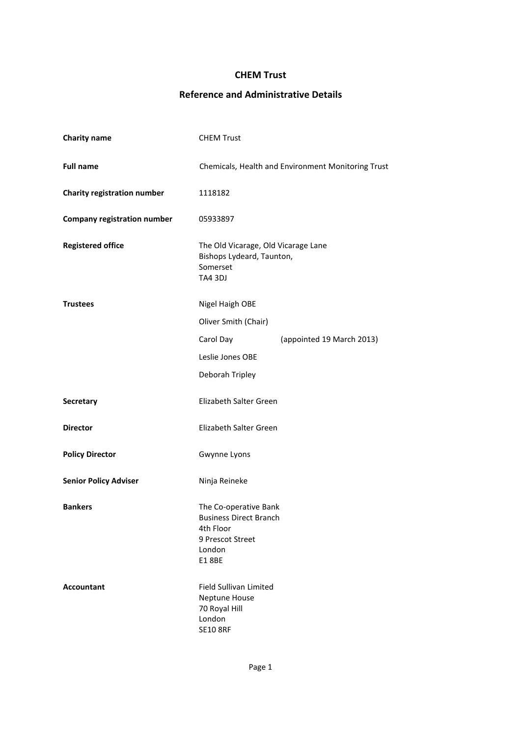# CHEM Trust

## Reference and Administrative Details

| | |
|---|---|
| **Charity name** | CHEM Trust |
| **Full name** | Chemicals, Health and Environment Monitoring Trust |
| **Charity registration number** | 1118182 |
| **Company registration number** | 05933897 |
| **Registered office** | The Old Vicarage, Old Vicarage Lane<br>Bishops Lydeard, Taunton,<br>Somerset<br>TA4 3DJ |
| **Trustees** | Nigel Haigh OBE<br>Oliver Smith (Chair)<br>Carol Day (appointed 19 March 2013)<br>Leslie Jones OBE<br>Deborah Tripley |
| **Secretary** | Elizabeth Salter Green |
| **Director** | Elizabeth Salter Green |
| **Policy Director** | Gwynne Lyons |
| **Senior Policy Adviser** | Ninja Reineke |
| **Bankers** | The Co-operative Bank<br>Business Direct Branch<br>4th Floor<br>9 Prescot Street<br>London<br>E1 8BE |
| **Accountant** | Field Sullivan Limited<br>Neptune House<br>70 Royal Hill<br>London<br>SE10 8RF |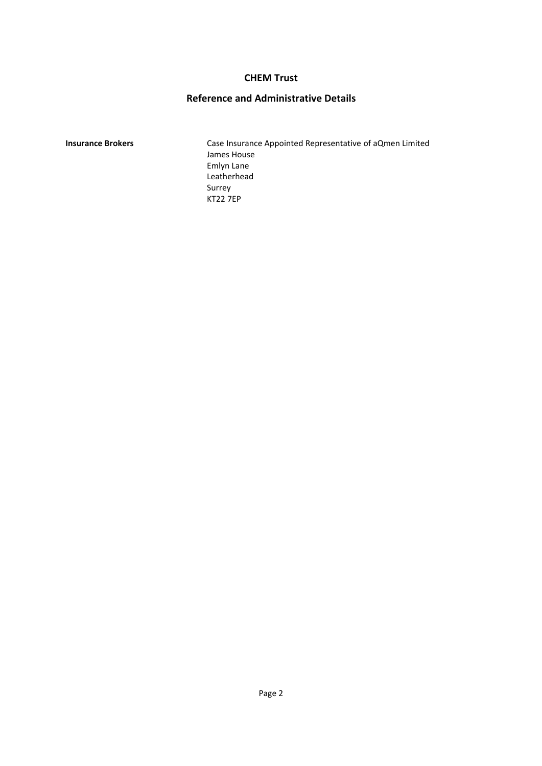# CHEM Trust

## Reference and Administrative Details

**Insurance Brokers**

Case Insurance Appointed Representative of aQmen Limited
James House
Emlyn Lane
Leatherhead
Surrey
KT22 7EP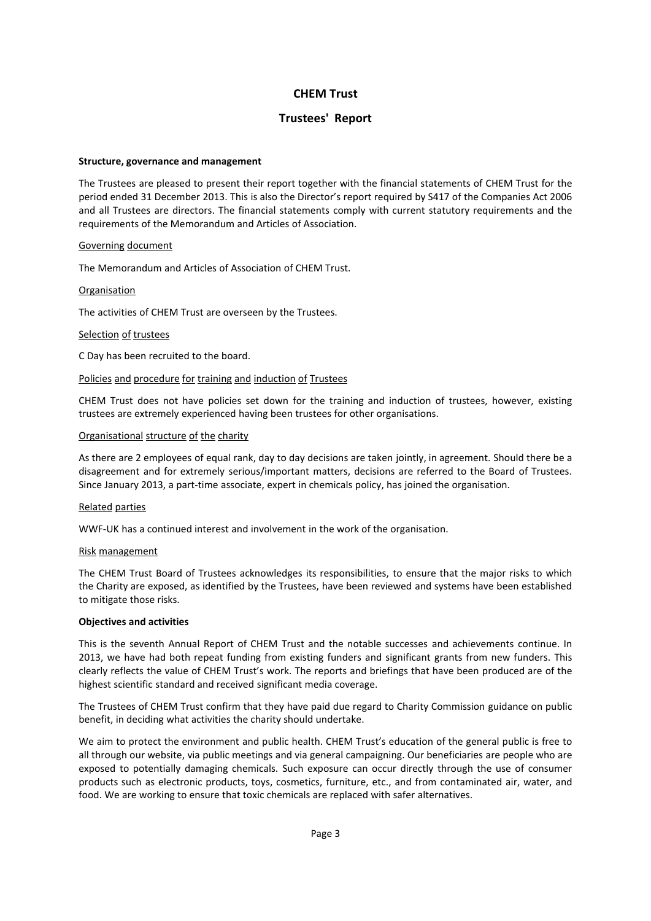# CHEM Trust

## Trustees' Report

**Structure, governance and management**

The Trustees are pleased to present their report together with the financial statements of CHEM Trust for the period ended 31 December 2013. This is also the Director's report required by S417 of the Companies Act 2006 and all Trustees are directors. The financial statements comply with current statutory requirements and the requirements of the Memorandum and Articles of Association.

Governing document

The Memorandum and Articles of Association of CHEM Trust.

Organisation

The activities of CHEM Trust are overseen by the Trustees.

Selection of trustees

C Day has been recruited to the board.

Policies and procedure for training and induction of Trustees

CHEM Trust does not have policies set down for the training and induction of trustees, however, existing trustees are extremely experienced having been trustees for other organisations.

Organisational structure of the charity

As there are 2 employees of equal rank, day to day decisions are taken jointly, in agreement. Should there be a disagreement and for extremely serious/important matters, decisions are referred to the Board of Trustees. Since January 2013, a part-time associate, expert in chemicals policy, has joined the organisation.

Related parties

WWF-UK has a continued interest and involvement in the work of the organisation.

Risk management

The CHEM Trust Board of Trustees acknowledges its responsibilities, to ensure that the major risks to which the Charity are exposed, as identified by the Trustees, have been reviewed and systems have been established to mitigate those risks.

**Objectives and activities**

This is the seventh Annual Report of CHEM Trust and the notable successes and achievements continue. In 2013, we have had both repeat funding from existing funders and significant grants from new funders. This clearly reflects the value of CHEM Trust's work. The reports and briefings that have been produced are of the highest scientific standard and received significant media coverage.

The Trustees of CHEM Trust confirm that they have paid due regard to Charity Commission guidance on public benefit, in deciding what activities the charity should undertake.

We aim to protect the environment and public health. CHEM Trust's education of the general public is free to all through our website, via public meetings and via general campaigning. Our beneficiaries are people who are exposed to potentially damaging chemicals. Such exposure can occur directly through the use of consumer products such as electronic products, toys, cosmetics, furniture, etc., and from contaminated air, water, and food. We are working to ensure that toxic chemicals are replaced with safer alternatives.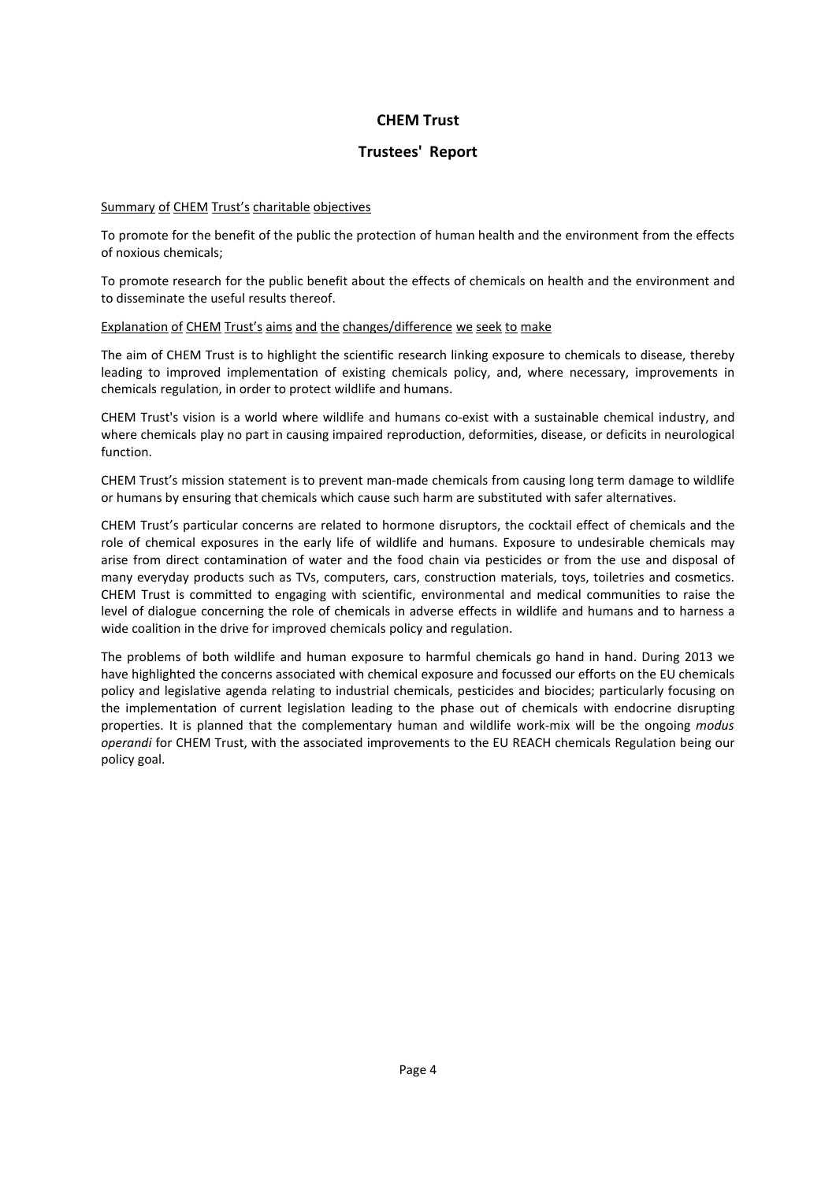# CHEM Trust

## Trustees' Report

Summary of CHEM Trust's charitable objectives

To promote for the benefit of the public the protection of human health and the environment from the effects of noxious chemicals;

To promote research for the public benefit about the effects of chemicals on health and the environment and to disseminate the useful results thereof.

Explanation of CHEM Trust's aims and the changes/difference we seek to make

The aim of CHEM Trust is to highlight the scientific research linking exposure to chemicals to disease, thereby leading to improved implementation of existing chemicals policy, and, where necessary, improvements in chemicals regulation, in order to protect wildlife and humans.

CHEM Trust's vision is a world where wildlife and humans co-exist with a sustainable chemical industry, and where chemicals play no part in causing impaired reproduction, deformities, disease, or deficits in neurological function.

CHEM Trust's mission statement is to prevent man-made chemicals from causing long term damage to wildlife or humans by ensuring that chemicals which cause such harm are substituted with safer alternatives.

CHEM Trust's particular concerns are related to hormone disruptors, the cocktail effect of chemicals and the role of chemical exposures in the early life of wildlife and humans. Exposure to undesirable chemicals may arise from direct contamination of water and the food chain via pesticides or from the use and disposal of many everyday products such as TVs, computers, cars, construction materials, toys, toiletries and cosmetics. CHEM Trust is committed to engaging with scientific, environmental and medical communities to raise the level of dialogue concerning the role of chemicals in adverse effects in wildlife and humans and to harness a wide coalition in the drive for improved chemicals policy and regulation.

The problems of both wildlife and human exposure to harmful chemicals go hand in hand. During 2013 we have highlighted the concerns associated with chemical exposure and focussed our efforts on the EU chemicals policy and legislative agenda relating to industrial chemicals, pesticides and biocides; particularly focusing on the implementation of current legislation leading to the phase out of chemicals with endocrine disrupting properties. It is planned that the complementary human and wildlife work-mix will be the ongoing *modus operandi* for CHEM Trust, with the associated improvements to the EU REACH chemicals Regulation being our policy goal.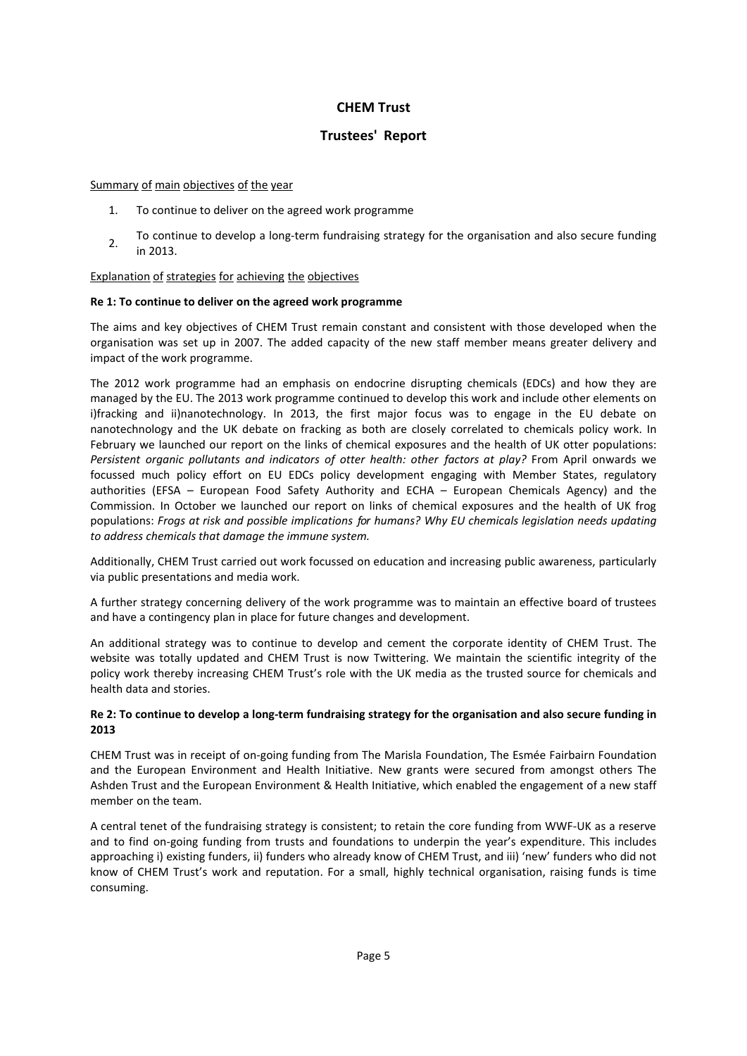# CHEM Trust

## Trustees' Report

Summary of main objectives of the year

1. To continue to deliver on the agreed work programme
2. To continue to develop a long-term fundraising strategy for the organisation and also secure funding in 2013.

Explanation of strategies for achieving the objectives

**Re 1: To continue to deliver on the agreed work programme**

The aims and key objectives of CHEM Trust remain constant and consistent with those developed when the organisation was set up in 2007. The added capacity of the new staff member means greater delivery and impact of the work programme.

The 2012 work programme had an emphasis on endocrine disrupting chemicals (EDCs) and how they are managed by the EU. The 2013 work programme continued to develop this work and include other elements on i)fracking and ii)nanotechnology. In 2013, the first major focus was to engage in the EU debate on nanotechnology and the UK debate on fracking as both are closely correlated to chemicals policy work. In February we launched our report on the links of chemical exposures and the health of UK otter populations: *Persistent organic pollutants and indicators of otter health: other factors at play?* From April onwards we focussed much policy effort on EU EDCs policy development engaging with Member States, regulatory authorities (EFSA – European Food Safety Authority and ECHA – European Chemicals Agency) and the Commission. In October we launched our report on links of chemical exposures and the health of UK frog populations: *Frogs at risk and possible implications for humans? Why EU chemicals legislation needs updating to address chemicals that damage the immune system.*

Additionally, CHEM Trust carried out work focussed on education and increasing public awareness, particularly via public presentations and media work.

A further strategy concerning delivery of the work programme was to maintain an effective board of trustees and have a contingency plan in place for future changes and development.

An additional strategy was to continue to develop and cement the corporate identity of CHEM Trust. The website was totally updated and CHEM Trust is now Twittering. We maintain the scientific integrity of the policy work thereby increasing CHEM Trust's role with the UK media as the trusted source for chemicals and health data and stories.

**Re 2: To continue to develop a long-term fundraising strategy for the organisation and also secure funding in 2013**

CHEM Trust was in receipt of on-going funding from The Marisla Foundation, The Esmée Fairbairn Foundation and the European Environment and Health Initiative. New grants were secured from amongst others The Ashden Trust and the European Environment & Health Initiative, which enabled the engagement of a new staff member on the team.

A central tenet of the fundraising strategy is consistent; to retain the core funding from WWF-UK as a reserve and to find on-going funding from trusts and foundations to underpin the year's expenditure. This includes approaching i) existing funders, ii) funders who already know of CHEM Trust, and iii) 'new' funders who did not know of CHEM Trust's work and reputation. For a small, highly technical organisation, raising funds is time consuming.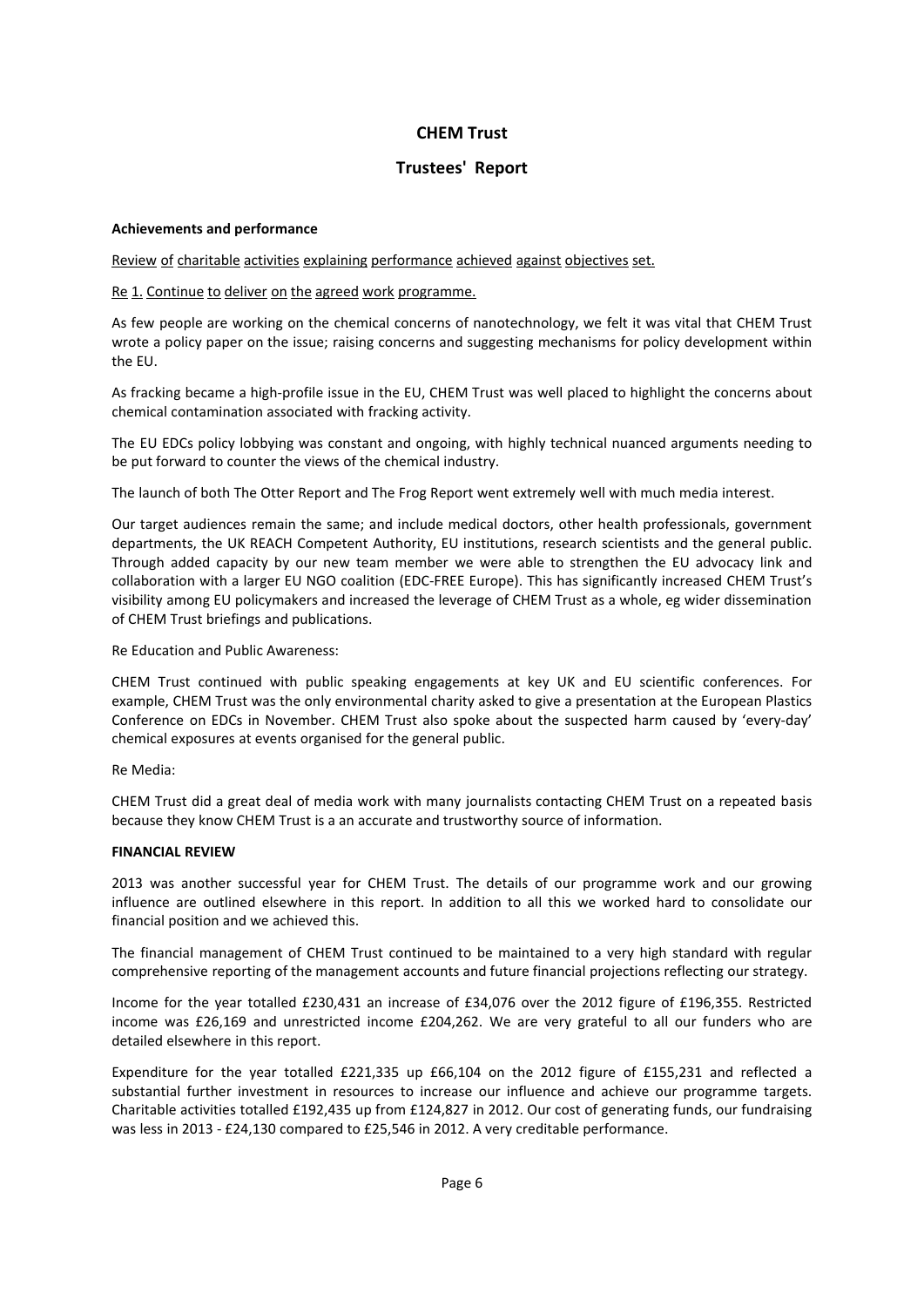# CHEM Trust

## Trustees' Report

**Achievements and performance**

Review of charitable activities explaining performance achieved against objectives set.

Re 1. Continue to deliver on the agreed work programme.

As few people are working on the chemical concerns of nanotechnology, we felt it was vital that CHEM Trust wrote a policy paper on the issue; raising concerns and suggesting mechanisms for policy development within the EU.

As fracking became a high-profile issue in the EU, CHEM Trust was well placed to highlight the concerns about chemical contamination associated with fracking activity.

The EU EDCs policy lobbying was constant and ongoing, with highly technical nuanced arguments needing to be put forward to counter the views of the chemical industry.

The launch of both The Otter Report and The Frog Report went extremely well with much media interest.

Our target audiences remain the same; and include medical doctors, other health professionals, government departments, the UK REACH Competent Authority, EU institutions, research scientists and the general public. Through added capacity by our new team member we were able to strengthen the EU advocacy link and collaboration with a larger EU NGO coalition (EDC-FREE Europe). This has significantly increased CHEM Trust's visibility among EU policymakers and increased the leverage of CHEM Trust as a whole, eg wider dissemination of CHEM Trust briefings and publications.

Re Education and Public Awareness:

CHEM Trust continued with public speaking engagements at key UK and EU scientific conferences. For example, CHEM Trust was the only environmental charity asked to give a presentation at the European Plastics Conference on EDCs in November. CHEM Trust also spoke about the suspected harm caused by 'every-day' chemical exposures at events organised for the general public.

Re Media:

CHEM Trust did a great deal of media work with many journalists contacting CHEM Trust on a repeated basis because they know CHEM Trust is a an accurate and trustworthy source of information.

**FINANCIAL REVIEW**

2013 was another successful year for CHEM Trust. The details of our programme work and our growing influence are outlined elsewhere in this report. In addition to all this we worked hard to consolidate our financial position and we achieved this.

The financial management of CHEM Trust continued to be maintained to a very high standard with regular comprehensive reporting of the management accounts and future financial projections reflecting our strategy.

Income for the year totalled £230,431 an increase of £34,076 over the 2012 figure of £196,355. Restricted income was £26,169 and unrestricted income £204,262. We are very grateful to all our funders who are detailed elsewhere in this report.

Expenditure for the year totalled £221,335 up £66,104 on the 2012 figure of £155,231 and reflected a substantial further investment in resources to increase our influence and achieve our programme targets. Charitable activities totalled £192,435 up from £124,827 in 2012. Our cost of generating funds, our fundraising was less in 2013 - £24,130 compared to £25,546 in 2012. A very creditable performance.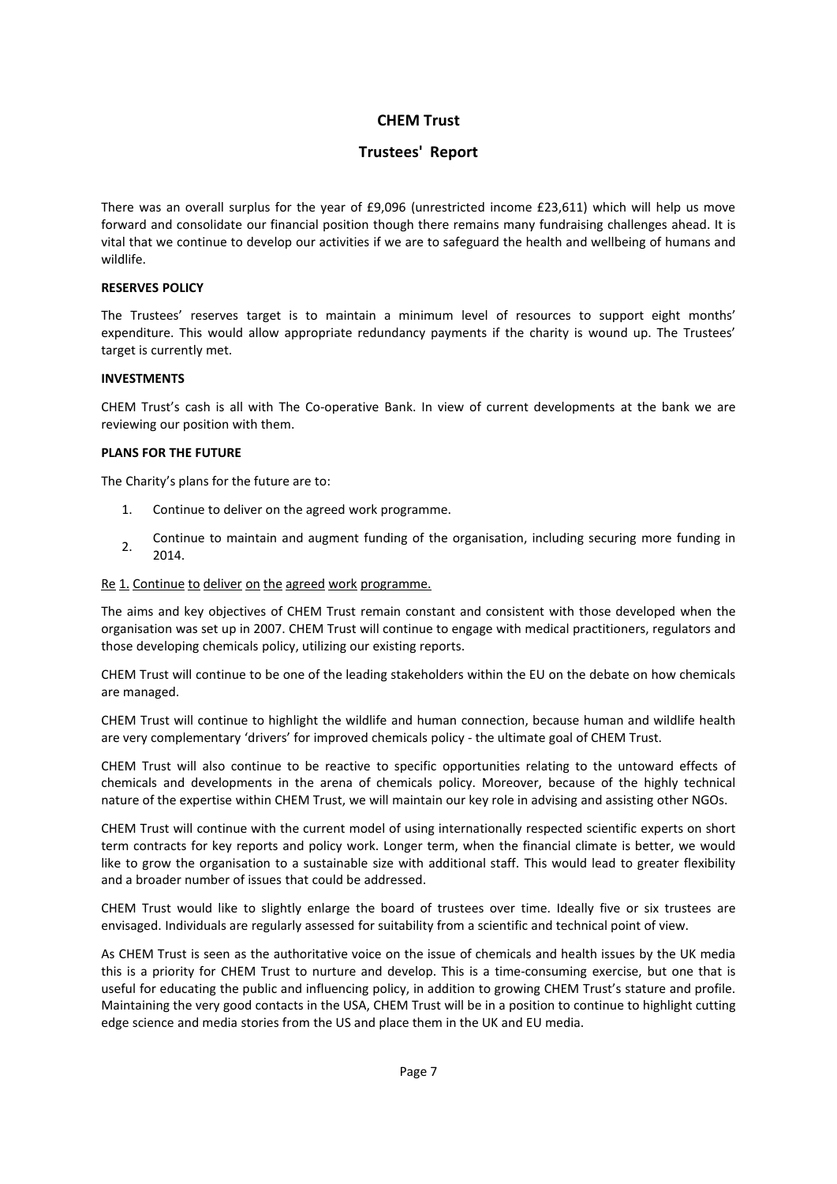# CHEM Trust

## Trustees' Report

There was an overall surplus for the year of £9,096 (unrestricted income £23,611) which will help us move forward and consolidate our financial position though there remains many fundraising challenges ahead. It is vital that we continue to develop our activities if we are to safeguard the health and wellbeing of humans and wildlife.

**RESERVES POLICY**

The Trustees' reserves target is to maintain a minimum level of resources to support eight months' expenditure. This would allow appropriate redundancy payments if the charity is wound up. The Trustees' target is currently met.

**INVESTMENTS**

CHEM Trust's cash is all with The Co-operative Bank. In view of current developments at the bank we are reviewing our position with them.

**PLANS FOR THE FUTURE**

The Charity's plans for the future are to:

1. Continue to deliver on the agreed work programme.
2. Continue to maintain and augment funding of the organisation, including securing more funding in 2014.

Re 1. Continue to deliver on the agreed work programme.

The aims and key objectives of CHEM Trust remain constant and consistent with those developed when the organisation was set up in 2007. CHEM Trust will continue to engage with medical practitioners, regulators and those developing chemicals policy, utilizing our existing reports.

CHEM Trust will continue to be one of the leading stakeholders within the EU on the debate on how chemicals are managed.

CHEM Trust will continue to highlight the wildlife and human connection, because human and wildlife health are very complementary 'drivers' for improved chemicals policy - the ultimate goal of CHEM Trust.

CHEM Trust will also continue to be reactive to specific opportunities relating to the untoward effects of chemicals and developments in the arena of chemicals policy. Moreover, because of the highly technical nature of the expertise within CHEM Trust, we will maintain our key role in advising and assisting other NGOs.

CHEM Trust will continue with the current model of using internationally respected scientific experts on short term contracts for key reports and policy work. Longer term, when the financial climate is better, we would like to grow the organisation to a sustainable size with additional staff. This would lead to greater flexibility and a broader number of issues that could be addressed.

CHEM Trust would like to slightly enlarge the board of trustees over time. Ideally five or six trustees are envisaged. Individuals are regularly assessed for suitability from a scientific and technical point of view.

As CHEM Trust is seen as the authoritative voice on the issue of chemicals and health issues by the UK media this is a priority for CHEM Trust to nurture and develop. This is a time-consuming exercise, but one that is useful for educating the public and influencing policy, in addition to growing CHEM Trust's stature and profile. Maintaining the very good contacts in the USA, CHEM Trust will be in a position to continue to highlight cutting edge science and media stories from the US and place them in the UK and EU media.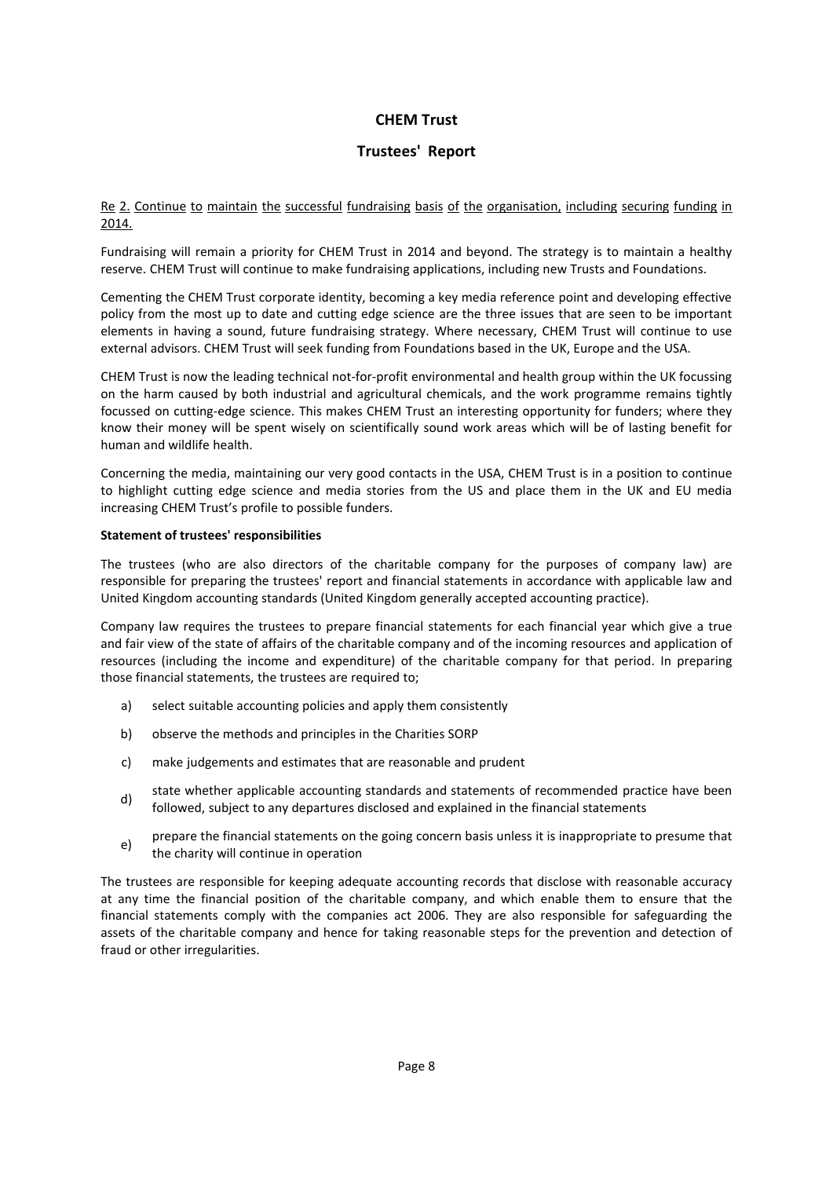# CHEM Trust

## Trustees' Report

Re 2. Continue to maintain the successful fundraising basis of the organisation, including securing funding in 2014.

Fundraising will remain a priority for CHEM Trust in 2014 and beyond. The strategy is to maintain a healthy reserve. CHEM Trust will continue to make fundraising applications, including new Trusts and Foundations.

Cementing the CHEM Trust corporate identity, becoming a key media reference point and developing effective policy from the most up to date and cutting edge science are the three issues that are seen to be important elements in having a sound, future fundraising strategy. Where necessary, CHEM Trust will continue to use external advisors. CHEM Trust will seek funding from Foundations based in the UK, Europe and the USA.

CHEM Trust is now the leading technical not-for-profit environmental and health group within the UK focussing on the harm caused by both industrial and agricultural chemicals, and the work programme remains tightly focussed on cutting-edge science. This makes CHEM Trust an interesting opportunity for funders; where they know their money will be spent wisely on scientifically sound work areas which will be of lasting benefit for human and wildlife health.

Concerning the media, maintaining our very good contacts in the USA, CHEM Trust is in a position to continue to highlight cutting edge science and media stories from the US and place them in the UK and EU media increasing CHEM Trust's profile to possible funders.

**Statement of trustees' responsibilities**

The trustees (who are also directors of the charitable company for the purposes of company law) are responsible for preparing the trustees' report and financial statements in accordance with applicable law and United Kingdom accounting standards (United Kingdom generally accepted accounting practice).

Company law requires the trustees to prepare financial statements for each financial year which give a true and fair view of the state of affairs of the charitable company and of the incoming resources and application of resources (including the income and expenditure) of the charitable company for that period. In preparing those financial statements, the trustees are required to;

a) select suitable accounting policies and apply them consistently

b) observe the methods and principles in the Charities SORP

c) make judgements and estimates that are reasonable and prudent

d) state whether applicable accounting standards and statements of recommended practice have been followed, subject to any departures disclosed and explained in the financial statements

e) prepare the financial statements on the going concern basis unless it is inappropriate to presume that the charity will continue in operation

The trustees are responsible for keeping adequate accounting records that disclose with reasonable accuracy at any time the financial position of the charitable company, and which enable them to ensure that the financial statements comply with the companies act 2006. They are also responsible for safeguarding the assets of the charitable company and hence for taking reasonable steps for the prevention and detection of fraud or other irregularities.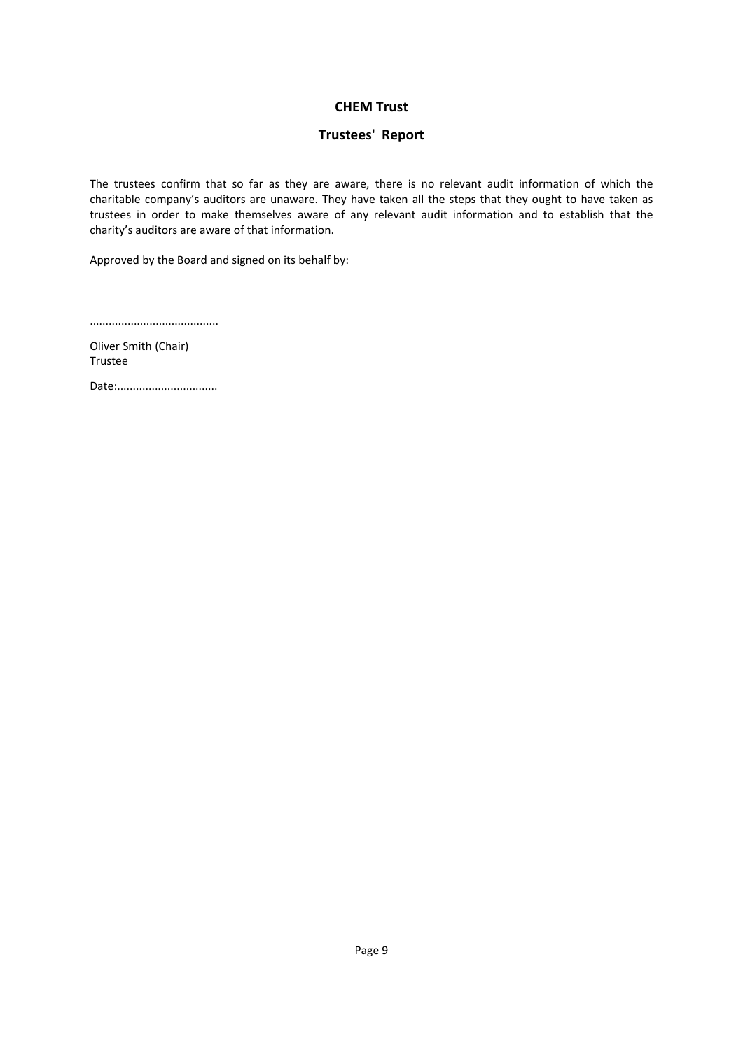# CHEM Trust

## Trustees' Report

The trustees confirm that so far as they are aware, there is no relevant audit information of which the charitable company's auditors are unaware. They have taken all the steps that they ought to have taken as trustees in order to make themselves aware of any relevant audit information and to establish that the charity's auditors are aware of that information.

Approved by the Board and signed on its behalf by:

........................................

Oliver Smith (Chair)
Trustee

Date:................................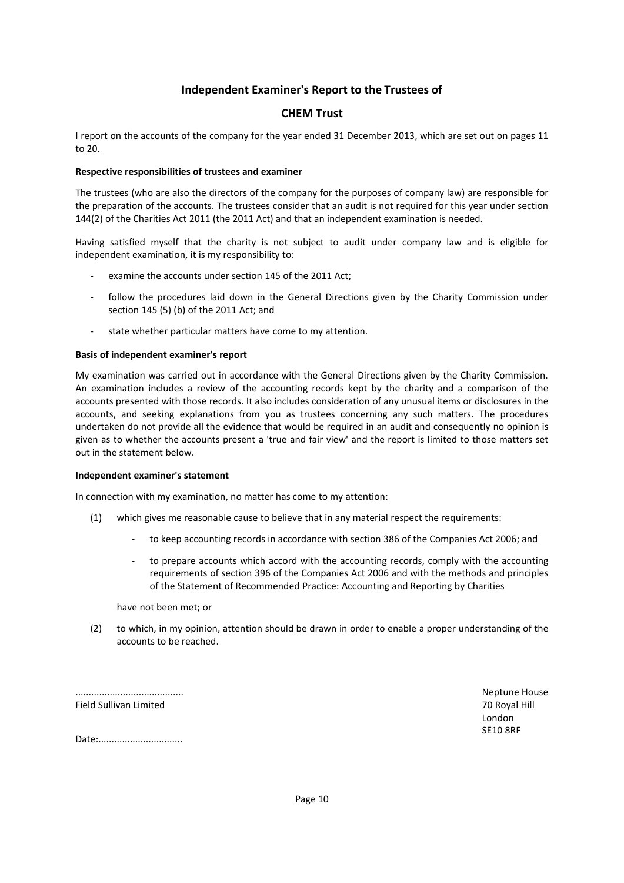# Independent Examiner's Report to the Trustees of

## CHEM Trust

I report on the accounts of the company for the year ended 31 December 2013, which are set out on pages 11 to 20.

**Respective responsibilities of trustees and examiner**

The trustees (who are also the directors of the company for the purposes of company law) are responsible for the preparation of the accounts. The trustees consider that an audit is not required for this year under section 144(2) of the Charities Act 2011 (the 2011 Act) and that an independent examination is needed.

Having satisfied myself that the charity is not subject to audit under company law and is eligible for independent examination, it is my responsibility to:

- examine the accounts under section 145 of the 2011 Act;
- follow the procedures laid down in the General Directions given by the Charity Commission under section 145 (5) (b) of the 2011 Act; and
- state whether particular matters have come to my attention.

**Basis of independent examiner's report**

My examination was carried out in accordance with the General Directions given by the Charity Commission. An examination includes a review of the accounting records kept by the charity and a comparison of the accounts presented with those records. It also includes consideration of any unusual items or disclosures in the accounts, and seeking explanations from you as trustees concerning any such matters. The procedures undertaken do not provide all the evidence that would be required in an audit and consequently no opinion is given as to whether the accounts present a 'true and fair view' and the report is limited to those matters set out in the statement below.

**Independent examiner's statement**

In connection with my examination, no matter has come to my attention:

(1) which gives me reasonable cause to believe that in any material respect the requirements:

- to keep accounting records in accordance with section 386 of the Companies Act 2006; and
- to prepare accounts which accord with the accounting records, comply with the accounting requirements of section 396 of the Companies Act 2006 and with the methods and principles of the Statement of Recommended Practice: Accounting and Reporting by Charities

have not been met; or

(2) to which, in my opinion, attention should be drawn in order to enable a proper understanding of the accounts to be reached.

.........................................
Field Sullivan Limited

Date:................................

Neptune House
70 Royal Hill
London
SE10 8RF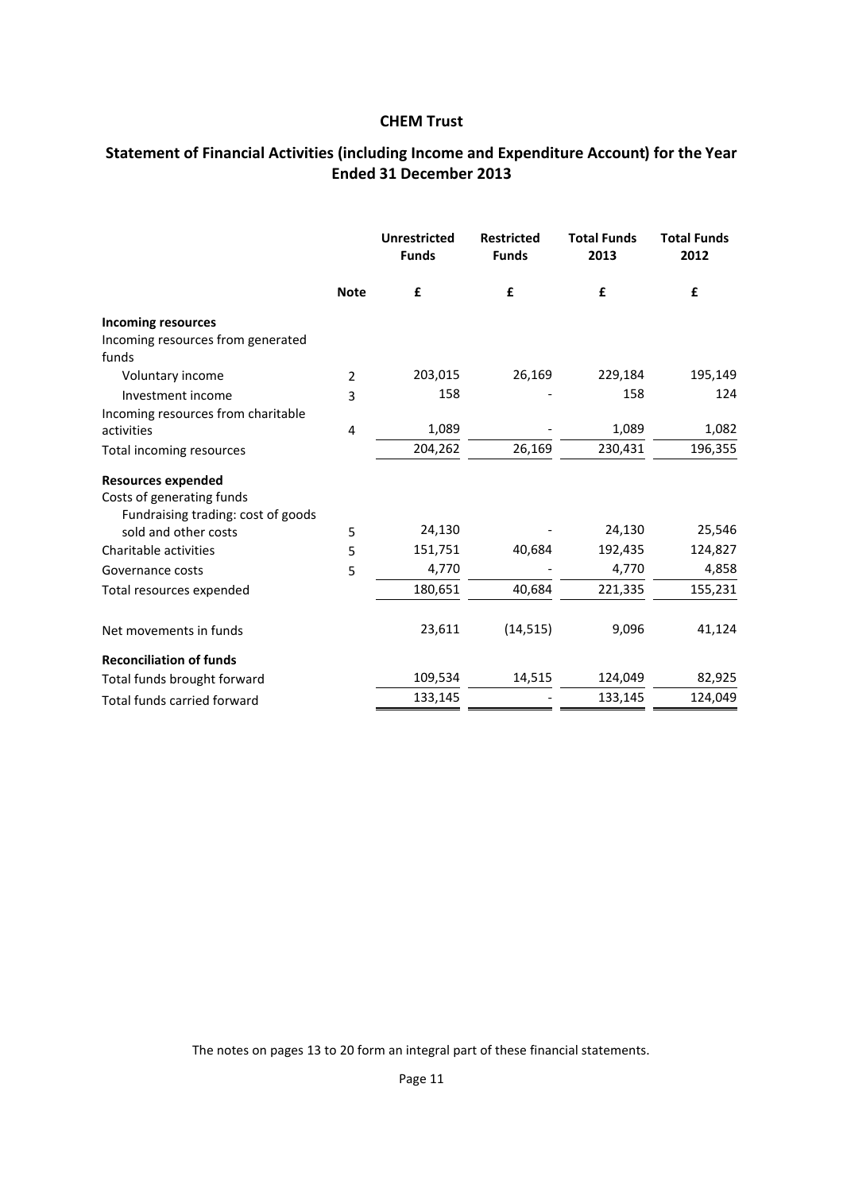# CHEM Trust

## Statement of Financial Activities (including Income and Expenditure Account) for the Year Ended 31 December 2013

| | Note | Unrestricted Funds | Restricted Funds | Total Funds 2013 | Total Funds 2012 |
|---|---|---|---|---|---|
| | | £ | £ | £ | £ |
| **Incoming resources** | | | | | |
| Incoming resources from generated funds | | | | | |
| Voluntary income | 2 | 203,015 | 26,169 | 229,184 | 195,149 |
| Investment income | 3 | 158 | - | 158 | 124 |
| Incoming resources from charitable activities | 4 | 1,089 | - | 1,089 | 1,082 |
| Total incoming resources | | 204,262 | 26,169 | 230,431 | 196,355 |
| **Resources expended** | | | | | |
| Costs of generating funds | | | | | |
| Fundraising trading: cost of goods sold and other costs | 5 | 24,130 | - | 24,130 | 25,546 |
| Charitable activities | 5 | 151,751 | 40,684 | 192,435 | 124,827 |
| Governance costs | 5 | 4,770 | - | 4,770 | 4,858 |
| Total resources expended | | 180,651 | 40,684 | 221,335 | 155,231 |
| Net movements in funds | | 23,611 | (14,515) | 9,096 | 41,124 |
| **Reconciliation of funds** | | | | | |
| Total funds brought forward | | 109,534 | 14,515 | 124,049 | 82,925 |
| Total funds carried forward | | 133,145 | - | 133,145 | 124,049 |

The notes on pages 13 to 20 form an integral part of these financial statements.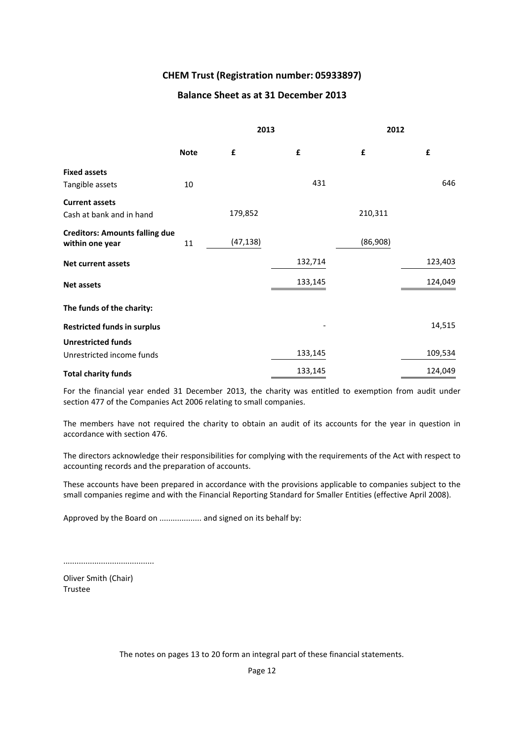## CHEM Trust (Registration number: 05933897)

## Balance Sheet as at 31 December 2013

| | | 2013 | | 2012 | |
|---|---|---|---|---|---|
| | **Note** | **£** | **£** | **£** | **£** |
| **Fixed assets** | | | | | |
| Tangible assets | 10 | | 431 | | 646 |
| **Current assets** | | | | | |
| Cash at bank and in hand | | 179,852 | | 210,311 | |
| **Creditors: Amounts falling due within one year** | 11 | (47,138) | | (86,908) | |
| **Net current assets** | | | 132,714 | | 123,403 |
| **Net assets** | | | 133,145 | | 124,049 |
| **The funds of the charity:** | | | | | |
| **Restricted funds in surplus** | | | - | | 14,515 |
| **Unrestricted funds** | | | | | |
| Unrestricted income funds | | | 133,145 | | 109,534 |
| **Total charity funds** | | | 133,145 | | 124,049 |

For the financial year ended 31 December 2013, the charity was entitled to exemption from audit under section 477 of the Companies Act 2006 relating to small companies.

The members have not required the charity to obtain an audit of its accounts for the year in question in accordance with section 476.

The directors acknowledge their responsibilities for complying with the requirements of the Act with respect to accounting records and the preparation of accounts.

These accounts have been prepared in accordance with the provisions applicable to companies subject to the small companies regime and with the Financial Reporting Standard for Smaller Entities (effective April 2008).

Approved by the Board on .................. and signed on its behalf by:

.........................................

Oliver Smith (Chair)
Trustee

The notes on pages 13 to 20 form an integral part of these financial statements.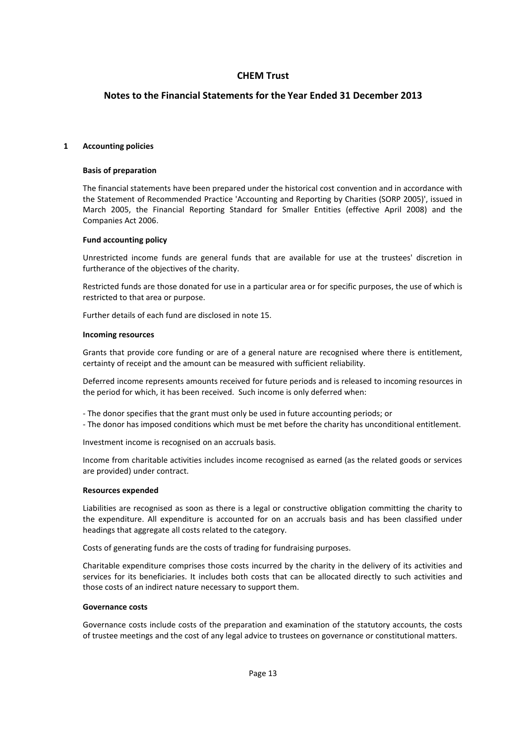# CHEM Trust

## Notes to the Financial Statements for the Year Ended 31 December 2013

### 1 Accounting policies

**Basis of preparation**

The financial statements have been prepared under the historical cost convention and in accordance with the Statement of Recommended Practice 'Accounting and Reporting by Charities (SORP 2005)', issued in March 2005, the Financial Reporting Standard for Smaller Entities (effective April 2008) and the Companies Act 2006.

**Fund accounting policy**

Unrestricted income funds are general funds that are available for use at the trustees' discretion in furtherance of the objectives of the charity.

Restricted funds are those donated for use in a particular area or for specific purposes, the use of which is restricted to that area or purpose.

Further details of each fund are disclosed in note 15.

**Incoming resources**

Grants that provide core funding or are of a general nature are recognised where there is entitlement, certainty of receipt and the amount can be measured with sufficient reliability.

Deferred income represents amounts received for future periods and is released to incoming resources in the period for which, it has been received. Such income is only deferred when:

- The donor specifies that the grant must only be used in future accounting periods; or
- The donor has imposed conditions which must be met before the charity has unconditional entitlement.

Investment income is recognised on an accruals basis.

Income from charitable activities includes income recognised as earned (as the related goods or services are provided) under contract.

**Resources expended**

Liabilities are recognised as soon as there is a legal or constructive obligation committing the charity to the expenditure. All expenditure is accounted for on an accruals basis and has been classified under headings that aggregate all costs related to the category.

Costs of generating funds are the costs of trading for fundraising purposes.

Charitable expenditure comprises those costs incurred by the charity in the delivery of its activities and services for its beneficiaries. It includes both costs that can be allocated directly to such activities and those costs of an indirect nature necessary to support them.

**Governance costs**

Governance costs include costs of the preparation and examination of the statutory accounts, the costs of trustee meetings and the cost of any legal advice to trustees on governance or constitutional matters.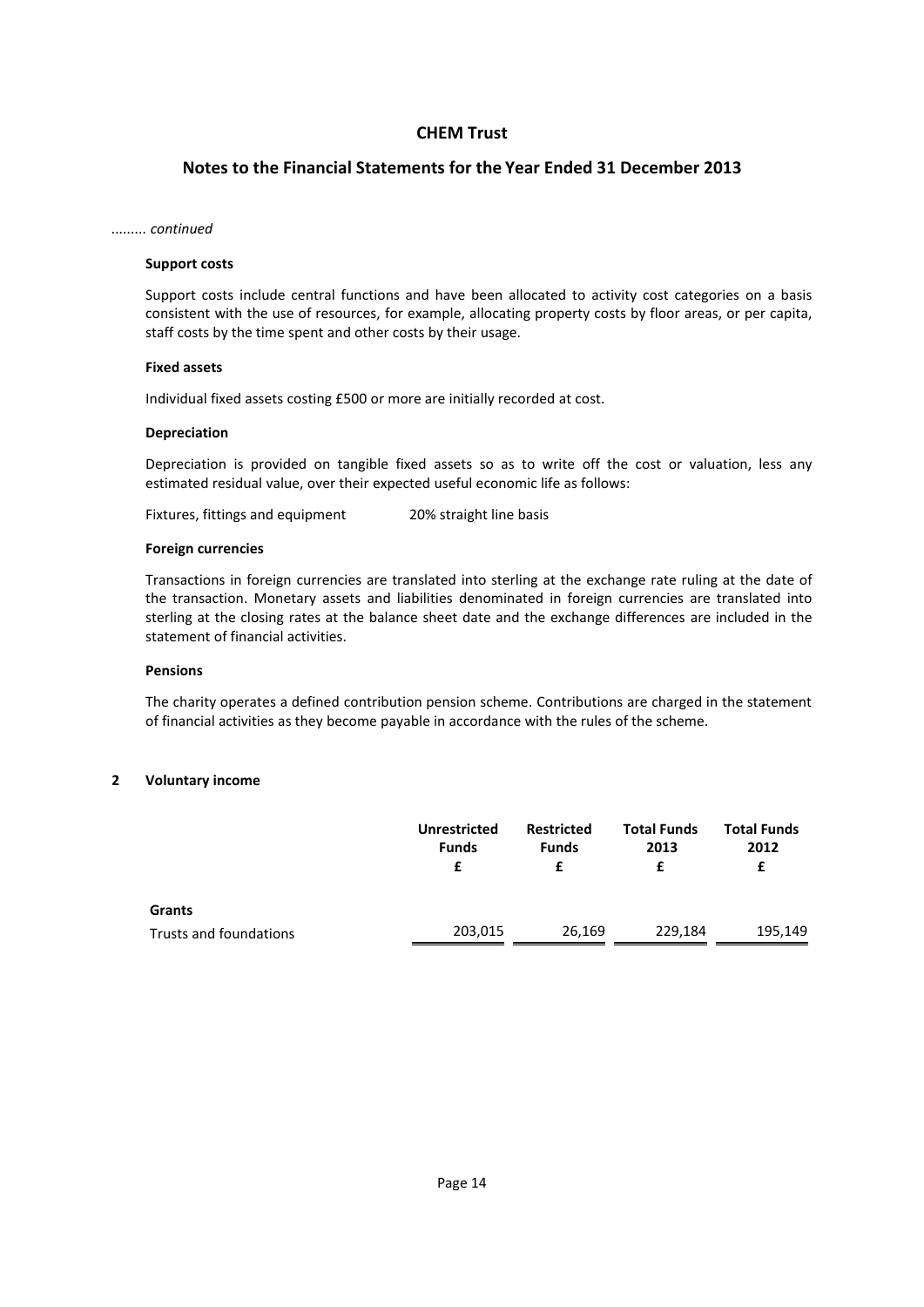# CHEM Trust

## Notes to the Financial Statements for the Year Ended 31 December 2013

*......... continued*

**Support costs**

Support costs include central functions and have been allocated to activity cost categories on a basis consistent with the use of resources, for example, allocating property costs by floor areas, or per capita, staff costs by the time spent and other costs by their usage.

**Fixed assets**

Individual fixed assets costing £500 or more are initially recorded at cost.

**Depreciation**

Depreciation is provided on tangible fixed assets so as to write off the cost or valuation, less any estimated residual value, over their expected useful economic life as follows:

| | |
|---|---|
| Fixtures, fittings and equipment | 20% straight line basis |

**Foreign currencies**

Transactions in foreign currencies are translated into sterling at the exchange rate ruling at the date of the transaction. Monetary assets and liabilities denominated in foreign currencies are translated into sterling at the closing rates at the balance sheet date and the exchange differences are included in the statement of financial activities.

**Pensions**

The charity operates a defined contribution pension scheme. Contributions are charged in the statement of financial activities as they become payable in accordance with the rules of the scheme.

### 2 Voluntary income

| | Unrestricted Funds £ | Restricted Funds £ | Total Funds 2013 £ | Total Funds 2012 £ |
|---|---|---|---|---|
| **Grants** | | | | |
| Trusts and foundations | 203,015 | 26,169 | 229,184 | 195,149 |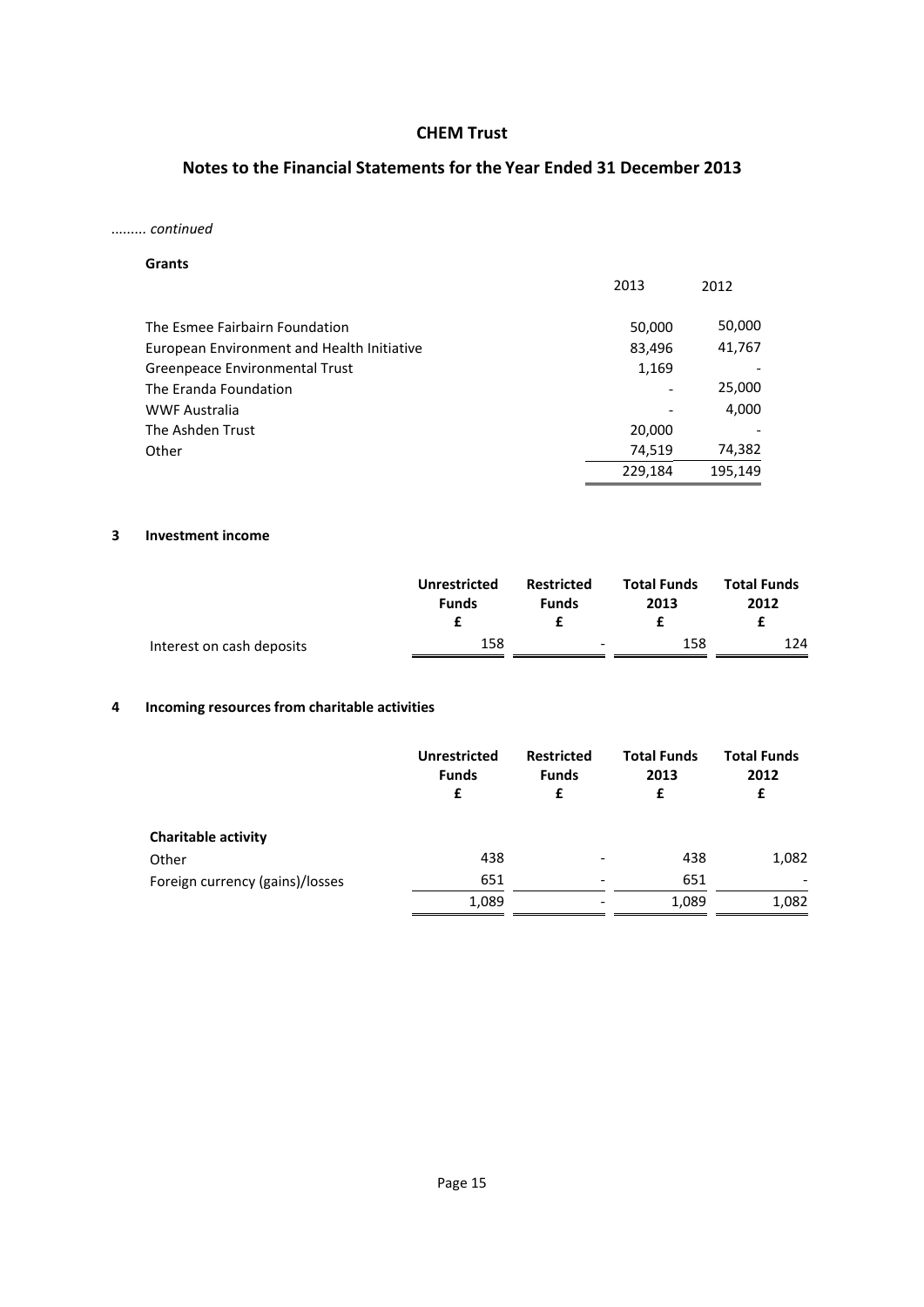# CHEM Trust

## Notes to the Financial Statements for the Year Ended 31 December 2013

*......... continued*

**Grants**

| | 2013 | 2012 |
|---|---|---|
| The Esmee Fairbairn Foundation | 50,000 | 50,000 |
| European Environment and Health Initiative | 83,496 | 41,767 |
| Greenpeace Environmental Trust | 1,169 | - |
| The Eranda Foundation | - | 25,000 |
| WWF Australia | - | 4,000 |
| The Ashden Trust | 20,000 | - |
| Other | 74,519 | 74,382 |
| | 229,184 | 195,149 |

### 3 Investment income

| | Unrestricted Funds £ | Restricted Funds £ | Total Funds 2013 £ | Total Funds 2012 £ |
|---|---|---|---|---|
| Interest on cash deposits | 158 | - | 158 | 124 |

### 4 Incoming resources from charitable activities

| | Unrestricted Funds £ | Restricted Funds £ | Total Funds 2013 £ | Total Funds 2012 £ |
|---|---|---|---|---|
| **Charitable activity** | | | | |
| Other | 438 | - | 438 | 1,082 |
| Foreign currency (gains)/losses | 651 | - | 651 | - |
| | 1,089 | - | 1,089 | 1,082 |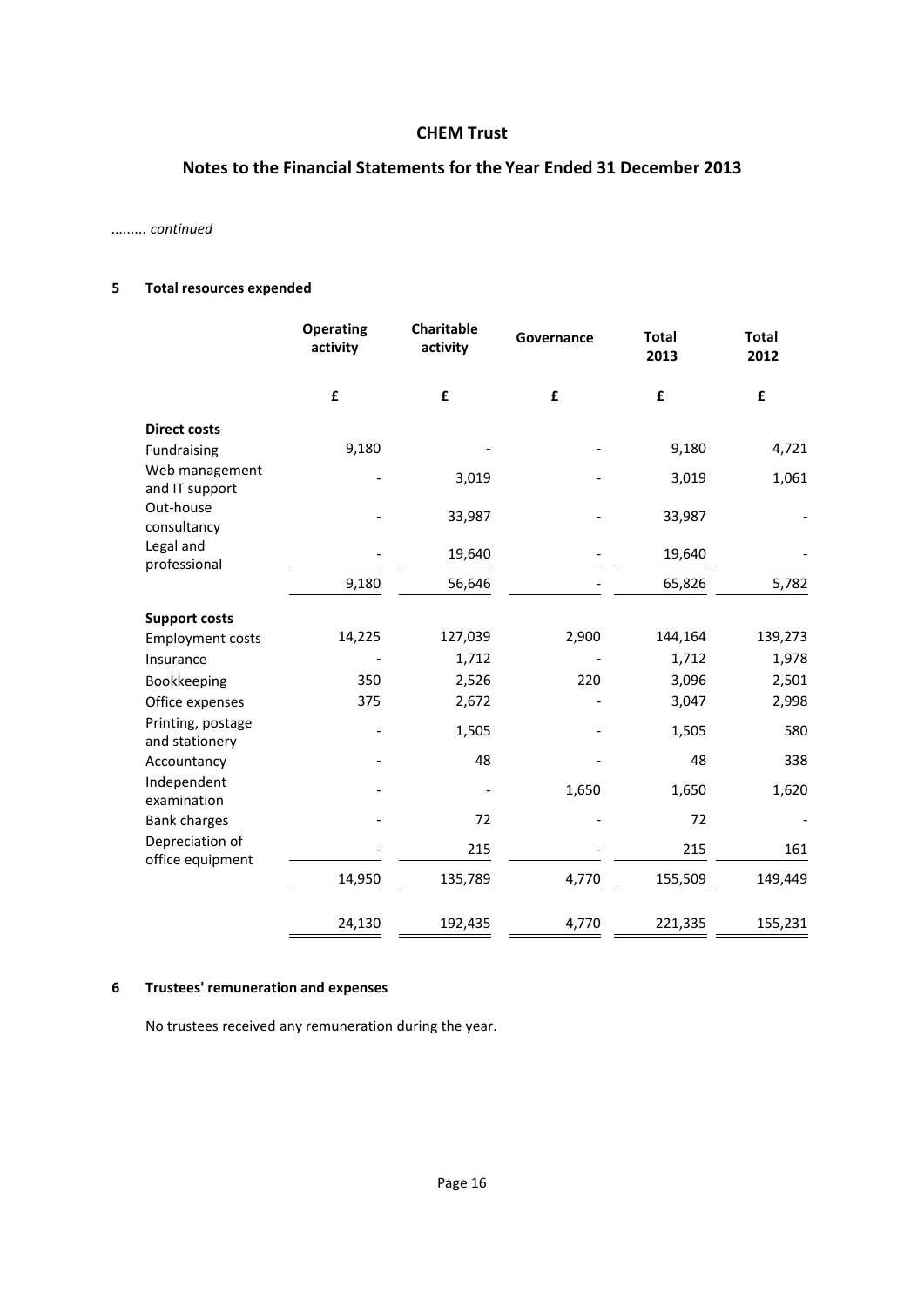# CHEM Trust

## Notes to the Financial Statements for the Year Ended 31 December 2013

*......... continued*

### 5 Total resources expended

| | Operating activity | Charitable activity | Governance | Total 2013 | Total 2012 |
|---|---|---|---|---|---|
| | £ | £ | £ | £ | £ |
| **Direct costs** | | | | | |
| Fundraising | 9,180 | - | - | 9,180 | 4,721 |
| Web management and IT support | - | 3,019 | - | 3,019 | 1,061 |
| Out-house consultancy | - | 33,987 | - | 33,987 | - |
| Legal and professional | - | 19,640 | - | 19,640 | - |
| | 9,180 | 56,646 | - | 65,826 | 5,782 |
| **Support costs** | | | | | |
| Employment costs | 14,225 | 127,039 | 2,900 | 144,164 | 139,273 |
| Insurance | - | 1,712 | - | 1,712 | 1,978 |
| Bookkeeping | 350 | 2,526 | 220 | 3,096 | 2,501 |
| Office expenses | 375 | 2,672 | - | 3,047 | 2,998 |
| Printing, postage and stationery | - | 1,505 | - | 1,505 | 580 |
| Accountancy | - | 48 | - | 48 | 338 |
| Independent examination | - | - | 1,650 | 1,650 | 1,620 |
| Bank charges | - | 72 | - | 72 | - |
| Depreciation of office equipment | - | 215 | - | 215 | 161 |
| | 14,950 | 135,789 | 4,770 | 155,509 | 149,449 |
| | 24,130 | 192,435 | 4,770 | 221,335 | 155,231 |

### 6 Trustees' remuneration and expenses

No trustees received any remuneration during the year.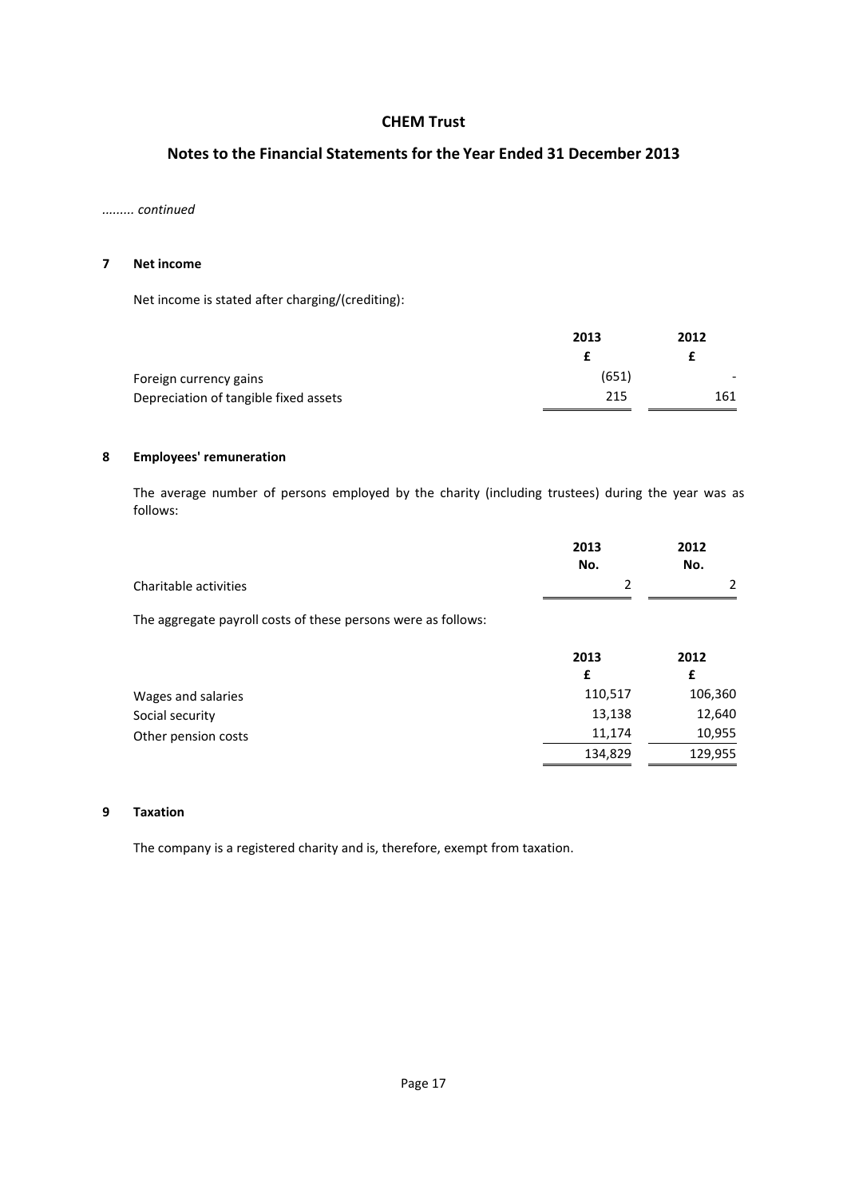# CHEM Trust

## Notes to the Financial Statements for the Year Ended 31 December 2013

*......... continued*

### 7 Net income

Net income is stated after charging/(crediting):

| | 2013 | 2012 |
|---|---|---|
| | £ | £ |
| Foreign currency gains | (651) | - |
| Depreciation of tangible fixed assets | 215 | 161 |

### 8 Employees' remuneration

The average number of persons employed by the charity (including trustees) during the year was as follows:

| | 2013 | 2012 |
|---|---|---|
| | No. | No. |
| Charitable activities | 2 | 2 |

The aggregate payroll costs of these persons were as follows:

| | 2013 | 2012 |
|---|---|---|
| | £ | £ |
| Wages and salaries | 110,517 | 106,360 |
| Social security | 13,138 | 12,640 |
| Other pension costs | 11,174 | 10,955 |
| | 134,829 | 129,955 |

### 9 Taxation

The company is a registered charity and is, therefore, exempt from taxation.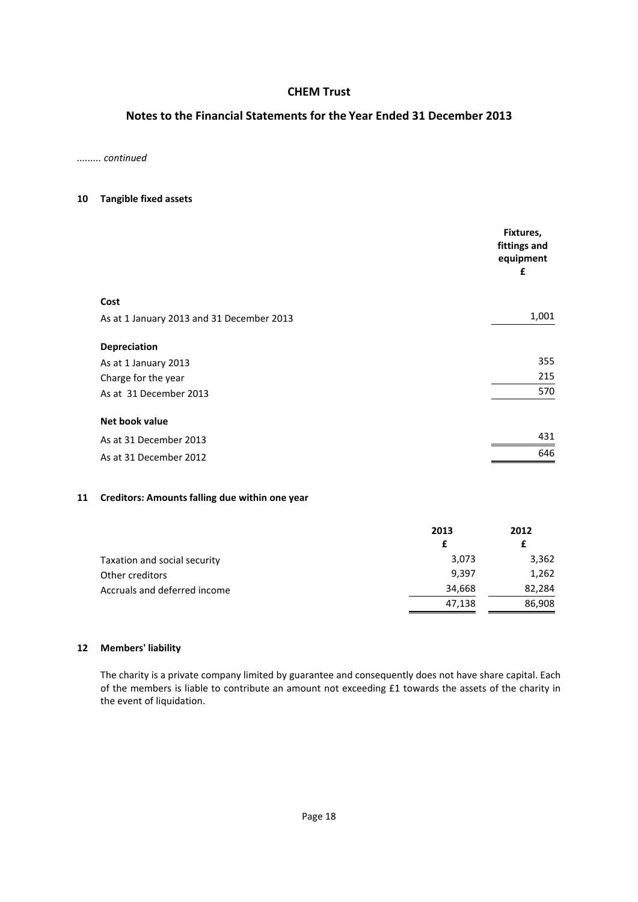# CHEM Trust

## Notes to the Financial Statements for the Year Ended 31 December 2013

*......... continued*

### 10 Tangible fixed assets

| | Fixtures, fittings and equipment £ |
|---|---|
| **Cost** | |
| As at 1 January 2013 and 31 December 2013 | 1,001 |
| **Depreciation** | |
| As at 1 January 2013 | 355 |
| Charge for the year | 215 |
| As at 31 December 2013 | 570 |
| **Net book value** | |
| As at 31 December 2013 | 431 |
| As at 31 December 2012 | 646 |

### 11 Creditors: Amounts falling due within one year

| | 2013 £ | 2012 £ |
|---|---|---|
| Taxation and social security | 3,073 | 3,362 |
| Other creditors | 9,397 | 1,262 |
| Accruals and deferred income | 34,668 | 82,284 |
| | 47,138 | 86,908 |

### 12 Members' liability

The charity is a private company limited by guarantee and consequently does not have share capital. Each of the members is liable to contribute an amount not exceeding £1 towards the assets of the charity in the event of liquidation.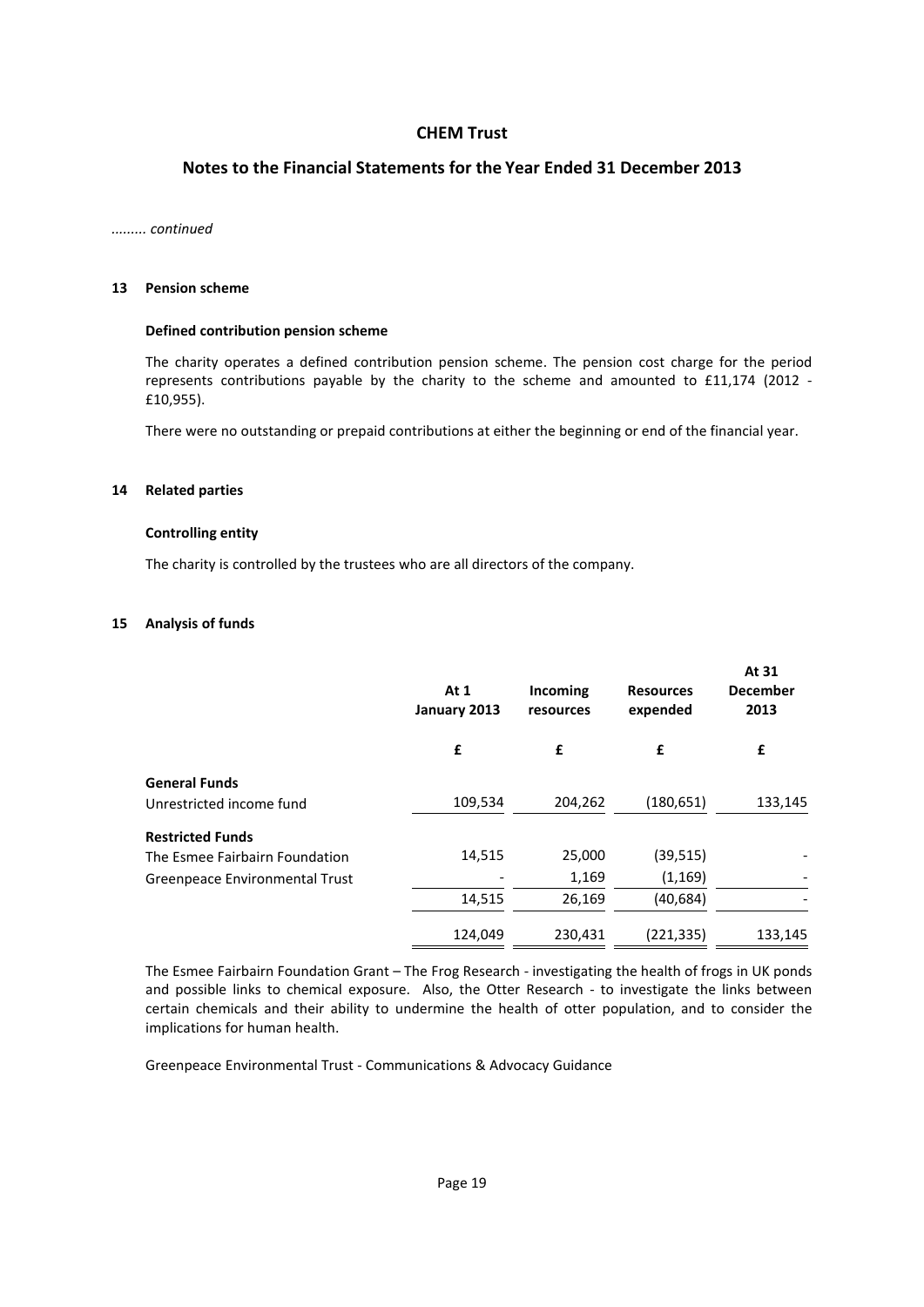# CHEM Trust

## Notes to the Financial Statements for the Year Ended 31 December 2013

*......... continued*

### 13 Pension scheme

**Defined contribution pension scheme**

The charity operates a defined contribution pension scheme. The pension cost charge for the period represents contributions payable by the charity to the scheme and amounted to £11,174 (2012 - £10,955).

There were no outstanding or prepaid contributions at either the beginning or end of the financial year.

### 14 Related parties

**Controlling entity**

The charity is controlled by the trustees who are all directors of the company.

### 15 Analysis of funds

| | At 1 January 2013 | Incoming resources | Resources expended | At 31 December 2013 |
|---|---|---|---|---|
| | £ | £ | £ | £ |
| **General Funds** | | | | |
| Unrestricted income fund | 109,534 | 204,262 | (180,651) | 133,145 |
| **Restricted Funds** | | | | |
| The Esmee Fairbairn Foundation | 14,515 | 25,000 | (39,515) | - |
| Greenpeace Environmental Trust | - | 1,169 | (1,169) | - |
| | 14,515 | 26,169 | (40,684) | - |
| | 124,049 | 230,431 | (221,335) | 133,145 |

The Esmee Fairbairn Foundation Grant – The Frog Research - investigating the health of frogs in UK ponds and possible links to chemical exposure. Also, the Otter Research - to investigate the links between certain chemicals and their ability to undermine the health of otter population, and to consider the implications for human health.

Greenpeace Environmental Trust - Communications & Advocacy Guidance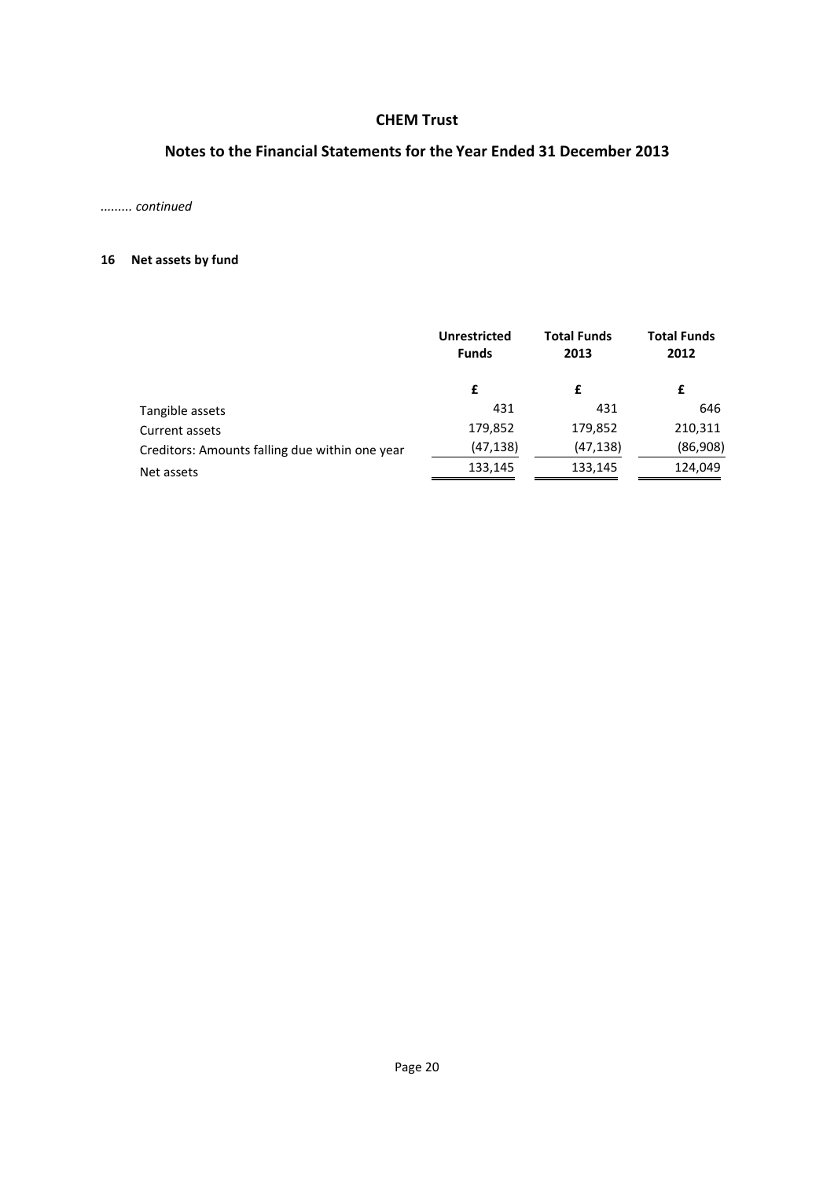# CHEM Trust

## Notes to the Financial Statements for the Year Ended 31 December 2013

*......... continued*

### 16 Net assets by fund

| | Unrestricted Funds | Total Funds 2013 | Total Funds 2012 |
|---|---|---|---|
| | £ | £ | £ |
| Tangible assets | 431 | 431 | 646 |
| Current assets | 179,852 | 179,852 | 210,311 |
| Creditors: Amounts falling due within one year | (47,138) | (47,138) | (86,908) |
| Net assets | 133,145 | 133,145 | 124,049 |